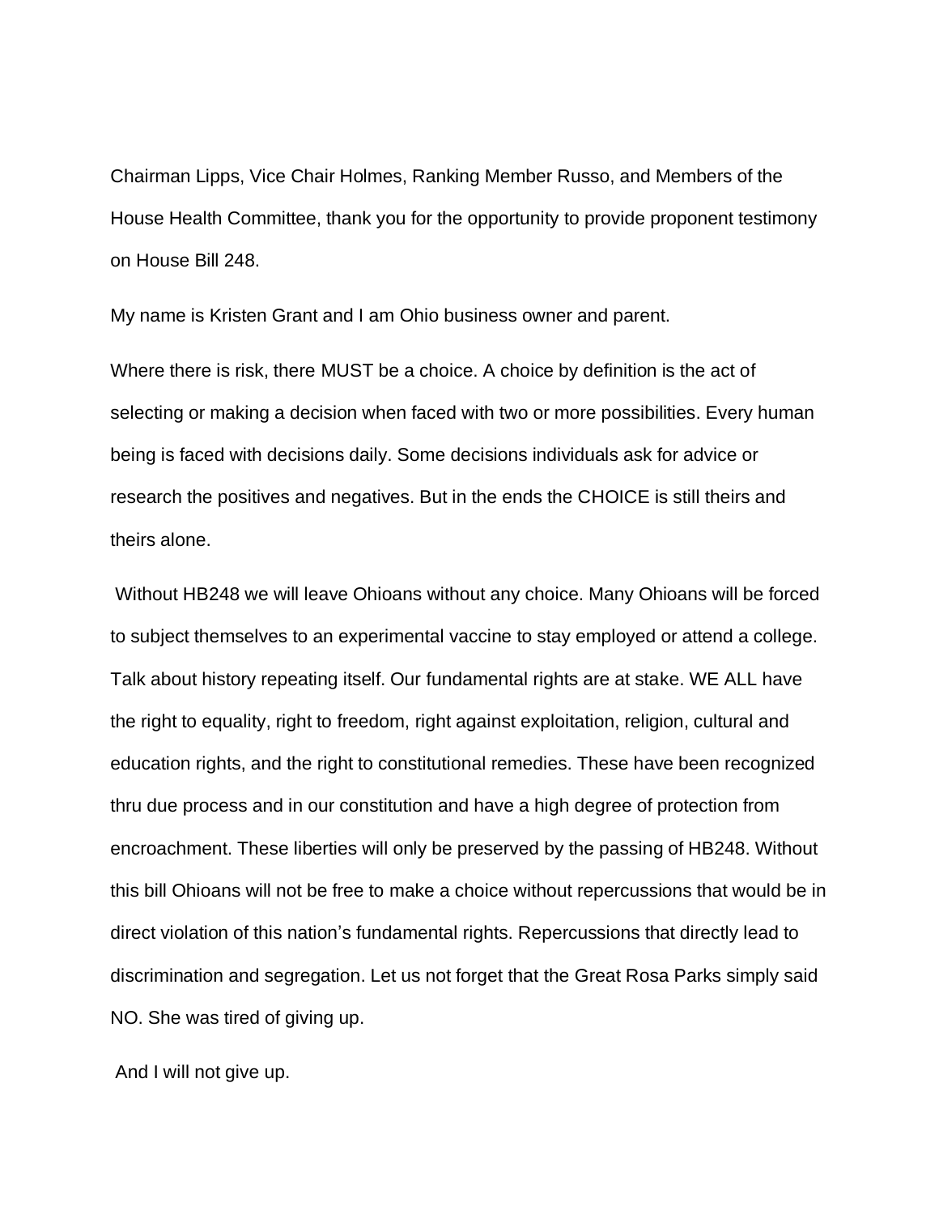Chairman Lipps, Vice Chair Holmes, Ranking Member Russo, and Members of the House Health Committee, thank you for the opportunity to provide proponent testimony on House Bill 248.

My name is Kristen Grant and I am Ohio business owner and parent.

Where there is risk, there MUST be a choice. A choice by definition is the act of selecting or making a decision when faced with two or more possibilities. Every human being is faced with decisions daily. Some decisions individuals ask for advice or research the positives and negatives. But in the ends the CHOICE is still theirs and theirs alone.

Without HB248 we will leave Ohioans without any choice. Many Ohioans will be forced to subject themselves to an experimental vaccine to stay employed or attend a college. Talk about history repeating itself. Our fundamental rights are at stake. WE ALL have the right to equality, right to freedom, right against exploitation, religion, cultural and education rights, and the right to constitutional remedies. These have been recognized thru due process and in our constitution and have a high degree of protection from encroachment. These liberties will only be preserved by the passing of HB248. Without this bill Ohioans will not be free to make a choice without repercussions that would be in direct violation of this nation's fundamental rights. Repercussions that directly lead to discrimination and segregation. Let us not forget that the Great Rosa Parks simply said NO. She was tired of giving up.

And I will not give up.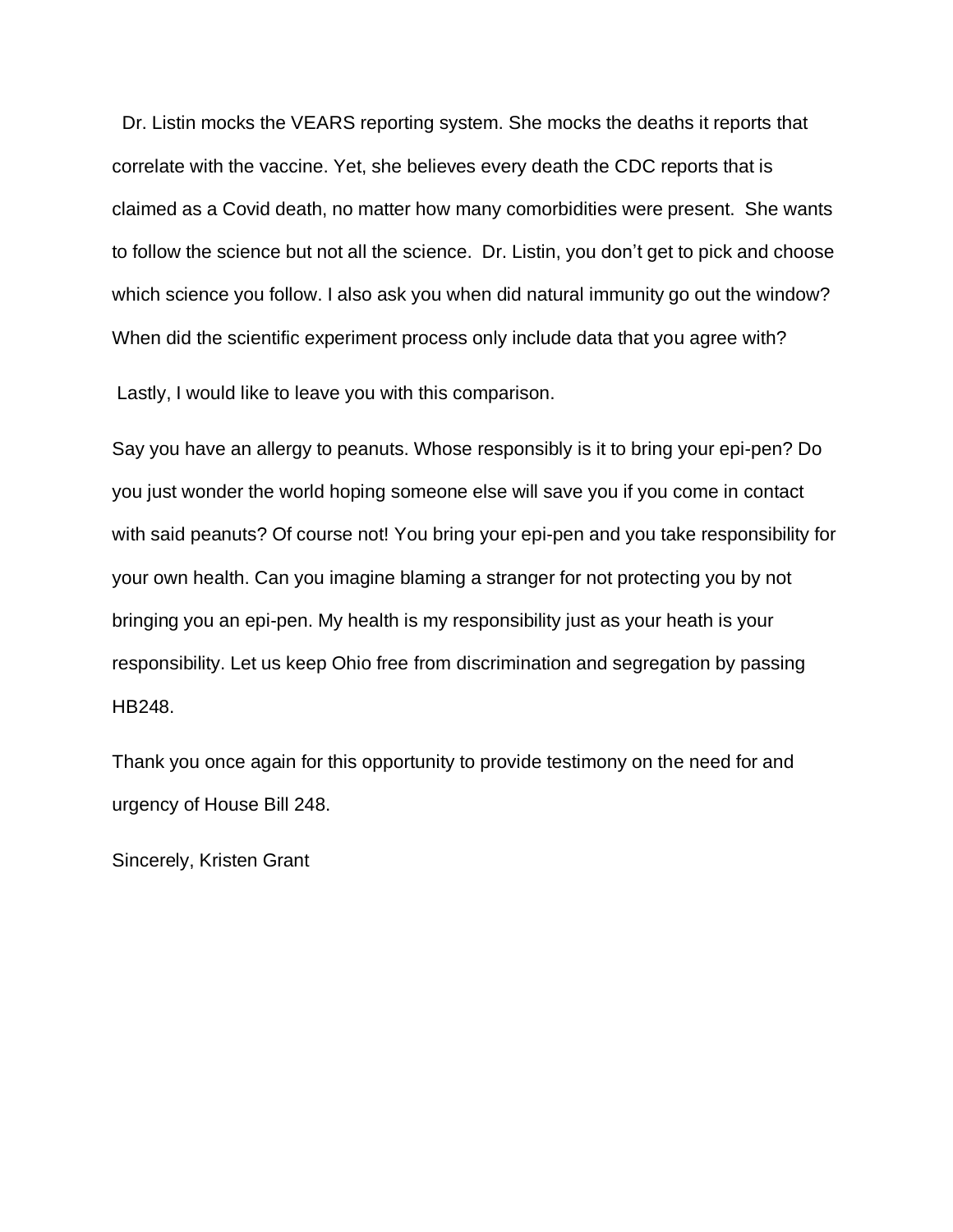Dr. Listin mocks the VEARS reporting system. She mocks the deaths it reports that correlate with the vaccine. Yet, she believes every death the CDC reports that is claimed as a Covid death, no matter how many comorbidities were present. She wants to follow the science but not all the science. Dr. Listin, you don't get to pick and choose which science you follow. I also ask you when did natural immunity go out the window? When did the scientific experiment process only include data that you agree with?

Lastly, I would like to leave you with this comparison.

Say you have an allergy to peanuts. Whose responsibly is it to bring your epi-pen? Do you just wonder the world hoping someone else will save you if you come in contact with said peanuts? Of course not! You bring your epi-pen and you take responsibility for your own health. Can you imagine blaming a stranger for not protecting you by not bringing you an epi-pen. My health is my responsibility just as your heath is your responsibility. Let us keep Ohio free from discrimination and segregation by passing HB248.

Thank you once again for this opportunity to provide testimony on the need for and urgency of House Bill 248.

Sincerely, Kristen Grant